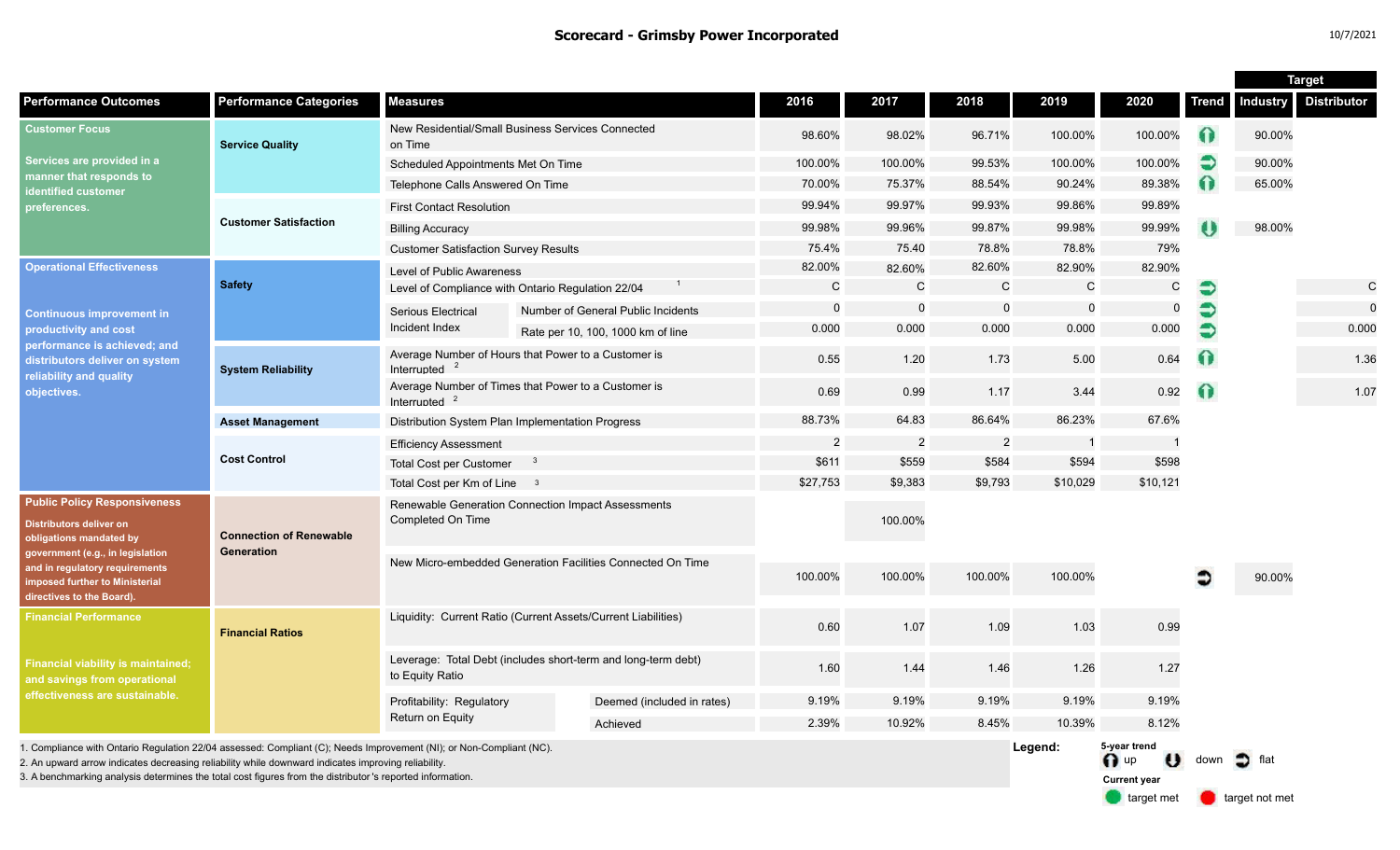# Scorecard - Grimsby Power Incorporated

10/7/2021

| Performance Outcomes | Performance Categories | Measures | | 2016 | 2017 | 2018 | 2019 | 2020 | Trend | Target: Industry | Target: Distributor |
|---|---|---|---|---|---|---|---|---|---|---|---|
| **Customer Focus** Services are provided in a manner that responds to identified customer preferences. | Service Quality | New Residential/Small Business Services Connected on Time | | 98.60% | 98.02% | 96.71% | 100.00% | 100.00% | up | 90.00% | |
| | | Scheduled Appointments Met On Time | | 100.00% | 100.00% | 99.53% | 100.00% | 100.00% | flat | 90.00% | |
| | | Telephone Calls Answered On Time | | 70.00% | 75.37% | 88.54% | 90.24% | 89.38% | up | 65.00% | |
| | Customer Satisfaction | First Contact Resolution | | 99.94% | 99.97% | 99.93% | 99.86% | 99.89% | | | |
| | | Billing Accuracy | | 99.98% | 99.96% | 99.87% | 99.98% | 99.99% | down | 98.00% | |
| | | Customer Satisfaction Survey Results | | 75.4% | 75.40 | 78.8% | 78.8% | 79% | | | |
| **Operational Effectiveness** Continuous improvement in productivity and cost performance is achieved; and distributors deliver on system reliability and quality objectives. | Safety | Level of Public Awareness | | 82.00% | 82.60% | 82.60% | 82.90% | 82.90% | | | |
| | | Level of Compliance with Ontario Regulation 22/04 [1] | | C | C | C | C | C | flat | | C |
| | | Serious Electrical Incident Index | Number of General Public Incidents | 0 | 0 | 0 | 0 | 0 | flat | | 0 |
| | | | Rate per 10, 100, 1000 km of line | 0.000 | 0.000 | 0.000 | 0.000 | 0.000 | flat | | 0.000 |
| | System Reliability | Average Number of Hours that Power to a Customer is Interrupted [2] | | 0.55 | 1.20 | 1.73 | 5.00 | 0.64 | up | | 1.36 |
| | | Average Number of Times that Power to a Customer is Interrupted [2] | | 0.69 | 0.99 | 1.17 | 3.44 | 0.92 | up | | 1.07 |
| | Asset Management | Distribution System Plan Implementation Progress | | 88.73% | 64.83 | 86.64% | 86.23% | 67.6% | | | |
| | Cost Control | Efficiency Assessment | | 2 | 2 | 2 | 1 | 1 | | | |
| | | Total Cost per Customer [3] | | $611 | $559 | $584 | $594 | $598 | | | |
| | | Total Cost per Km of Line [3] | | $27,753 | $9,383 | $9,793 | $10,029 | $10,121 | | | |
| **Public Policy Responsiveness** Distributors deliver on obligations mandated by government (e.g., in legislation and in regulatory requirements imposed further to Ministerial directives to the Board). | Connection of Renewable Generation | Renewable Generation Connection Impact Assessments Completed On Time | | | 100.00% | | | | | | |
| | | New Micro-embedded Generation Facilities Connected On Time | | 100.00% | 100.00% | 100.00% | 100.00% | | flat | 90.00% | |
| **Financial Performance** Financial viability is maintained; and savings from operational effectiveness are sustainable. | Financial Ratios | Liquidity: Current Ratio (Current Assets/Current Liabilities) | | 0.60 | 1.07 | 1.09 | 1.03 | 0.99 | | | |
| | | Leverage: Total Debt (includes short-term and long-term debt) to Equity Ratio | | 1.60 | 1.44 | 1.46 | 1.26 | 1.27 | | | |
| | | Profitability: Regulatory Return on Equity | Deemed (included in rates) | 9.19% | 9.19% | 9.19% | 9.19% | 9.19% | | | |
| | | | Achieved | 2.39% | 10.92% | 8.45% | 10.39% | 8.12% | | | |

1. Compliance with Ontario Regulation 22/04 assessed: Compliant (C); Needs Improvement (NI); or Non-Compliant (NC).
2. An upward arrow indicates decreasing reliability while downward indicates improving reliability.
3. A benchmarking analysis determines the total cost figures from the distributor's reported information.

**Legend:** 5-year trend: up, down, flat. Current year: target met, target not met.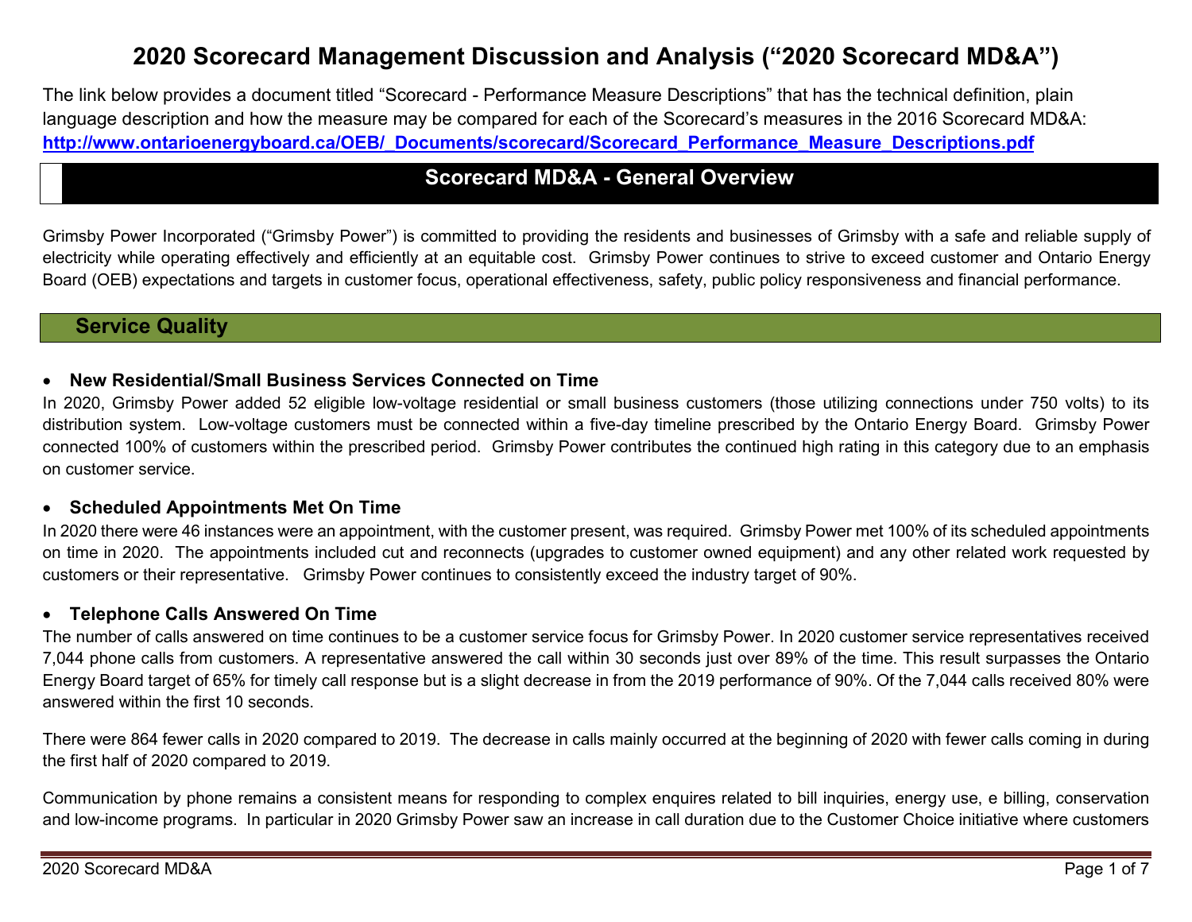# 2020 Scorecard Management Discussion and Analysis ("2020 Scorecard MD&A")

The link below provides a document titled "Scorecard - Performance Measure Descriptions" that has the technical definition, plain language description and how the measure may be compared for each of the Scorecard's measures in the 2016 Scorecard MD&A: **http://www.ontarioenergyboard.ca/OEB/_Documents/scorecard/Scorecard_Performance_Measure_Descriptions.pdf**

## Scorecard MD&A - General Overview

Grimsby Power Incorporated ("Grimsby Power") is committed to providing the residents and businesses of Grimsby with a safe and reliable supply of electricity while operating effectively and efficiently at an equitable cost. Grimsby Power continues to strive to exceed customer and Ontario Energy Board (OEB) expectations and targets in customer focus, operational effectiveness, safety, public policy responsiveness and financial performance.

## Service Quality

- **New Residential/Small Business Services Connected on Time**

In 2020, Grimsby Power added 52 eligible low-voltage residential or small business customers (those utilizing connections under 750 volts) to its distribution system. Low-voltage customers must be connected within a five-day timeline prescribed by the Ontario Energy Board. Grimsby Power connected 100% of customers within the prescribed period. Grimsby Power contributes the continued high rating in this category due to an emphasis on customer service.

- **Scheduled Appointments Met On Time**

In 2020 there were 46 instances were an appointment, with the customer present, was required. Grimsby Power met 100% of its scheduled appointments on time in 2020. The appointments included cut and reconnects (upgrades to customer owned equipment) and any other related work requested by customers or their representative. Grimsby Power continues to consistently exceed the industry target of 90%.

- **Telephone Calls Answered On Time**

The number of calls answered on time continues to be a customer service focus for Grimsby Power. In 2020 customer service representatives received 7,044 phone calls from customers. A representative answered the call within 30 seconds just over 89% of the time. This result surpasses the Ontario Energy Board target of 65% for timely call response but is a slight decrease in from the 2019 performance of 90%. Of the 7,044 calls received 80% were answered within the first 10 seconds.

There were 864 fewer calls in 2020 compared to 2019. The decrease in calls mainly occurred at the beginning of 2020 with fewer calls coming in during the first half of 2020 compared to 2019.

Communication by phone remains a consistent means for responding to complex enquires related to bill inquiries, energy use, e billing, conservation and low-income programs. In particular in 2020 Grimsby Power saw an increase in call duration due to the Customer Choice initiative where customers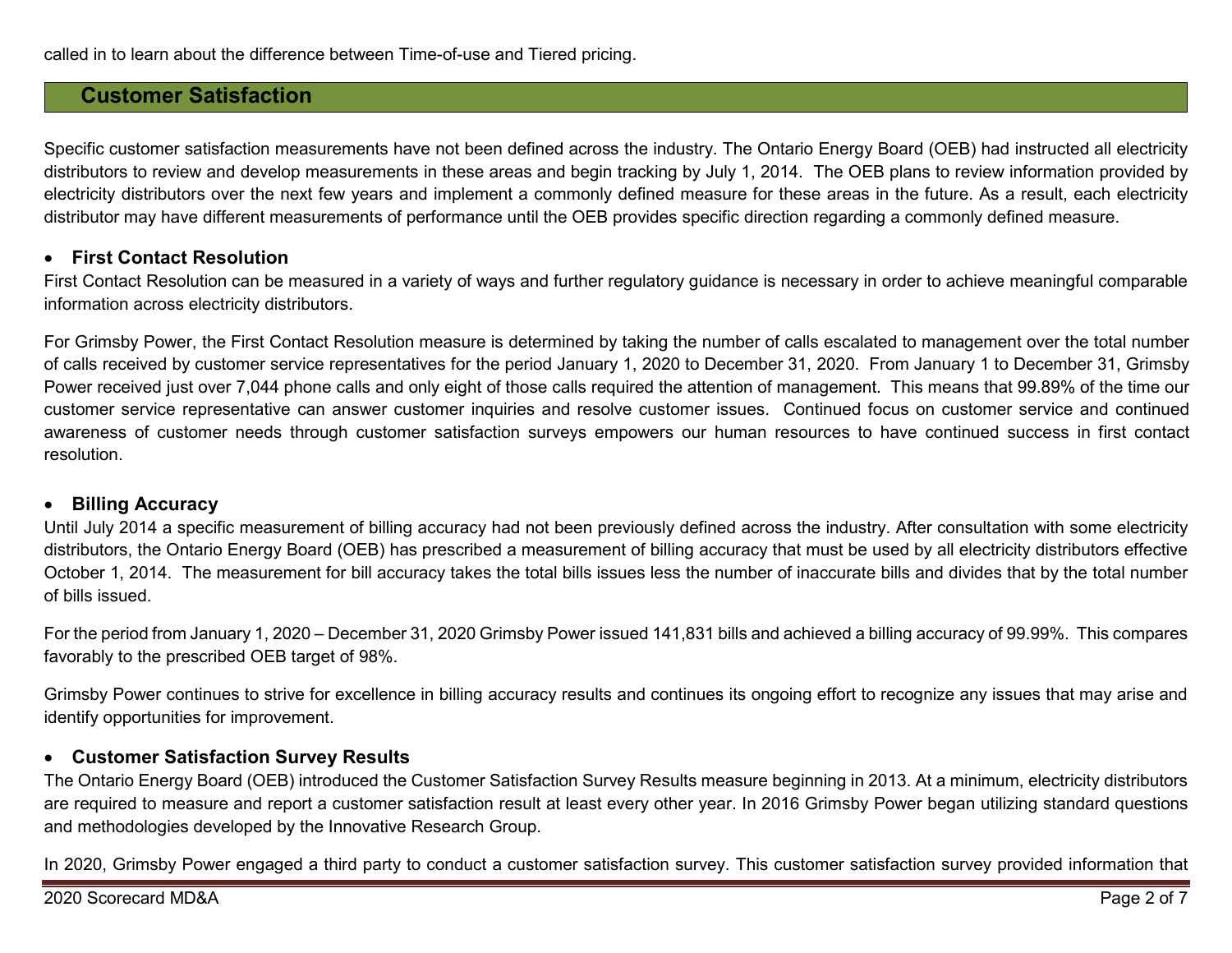called in to learn about the difference between Time-of-use and Tiered pricing.

## Customer Satisfaction

Specific customer satisfaction measurements have not been defined across the industry. The Ontario Energy Board (OEB) had instructed all electricity distributors to review and develop measurements in these areas and begin tracking by July 1, 2014. The OEB plans to review information provided by electricity distributors over the next few years and implement a commonly defined measure for these areas in the future. As a result, each electricity distributor may have different measurements of performance until the OEB provides specific direction regarding a commonly defined measure.

- **First Contact Resolution**

First Contact Resolution can be measured in a variety of ways and further regulatory guidance is necessary in order to achieve meaningful comparable information across electricity distributors.

For Grimsby Power, the First Contact Resolution measure is determined by taking the number of calls escalated to management over the total number of calls received by customer service representatives for the period January 1, 2020 to December 31, 2020. From January 1 to December 31, Grimsby Power received just over 7,044 phone calls and only eight of those calls required the attention of management. This means that 99.89% of the time our customer service representative can answer customer inquiries and resolve customer issues. Continued focus on customer service and continued awareness of customer needs through customer satisfaction surveys empowers our human resources to have continued success in first contact resolution.

- **Billing Accuracy**

Until July 2014 a specific measurement of billing accuracy had not been previously defined across the industry. After consultation with some electricity distributors, the Ontario Energy Board (OEB) has prescribed a measurement of billing accuracy that must be used by all electricity distributors effective October 1, 2014. The measurement for bill accuracy takes the total bills issues less the number of inaccurate bills and divides that by the total number of bills issued.

For the period from January 1, 2020 – December 31, 2020 Grimsby Power issued 141,831 bills and achieved a billing accuracy of 99.99%. This compares favorably to the prescribed OEB target of 98%.

Grimsby Power continues to strive for excellence in billing accuracy results and continues its ongoing effort to recognize any issues that may arise and identify opportunities for improvement.

- **Customer Satisfaction Survey Results**

The Ontario Energy Board (OEB) introduced the Customer Satisfaction Survey Results measure beginning in 2013. At a minimum, electricity distributors are required to measure and report a customer satisfaction result at least every other year. In 2016 Grimsby Power began utilizing standard questions and methodologies developed by the Innovative Research Group.

In 2020, Grimsby Power engaged a third party to conduct a customer satisfaction survey. This customer satisfaction survey provided information that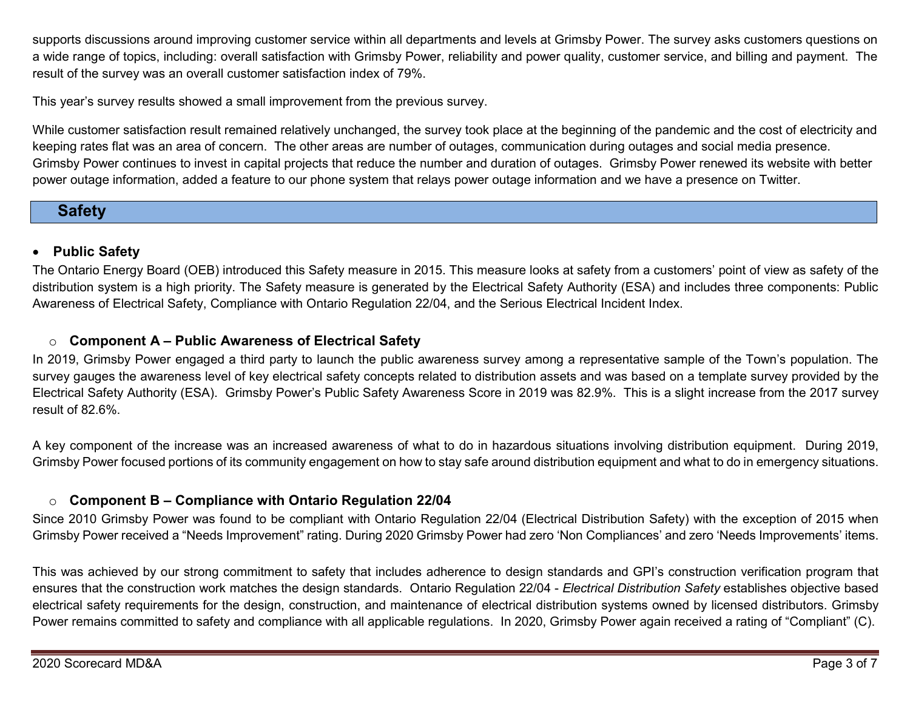supports discussions around improving customer service within all departments and levels at Grimsby Power. The survey asks customers questions on a wide range of topics, including: overall satisfaction with Grimsby Power, reliability and power quality, customer service, and billing and payment. The result of the survey was an overall customer satisfaction index of 79%.

This year's survey results showed a small improvement from the previous survey.

While customer satisfaction result remained relatively unchanged, the survey took place at the beginning of the pandemic and the cost of electricity and keeping rates flat was an area of concern. The other areas are number of outages, communication during outages and social media presence. Grimsby Power continues to invest in capital projects that reduce the number and duration of outages. Grimsby Power renewed its website with better power outage information, added a feature to our phone system that relays power outage information and we have a presence on Twitter.

## Safety

- **Public Safety**

The Ontario Energy Board (OEB) introduced this Safety measure in 2015. This measure looks at safety from a customers' point of view as safety of the distribution system is a high priority. The Safety measure is generated by the Electrical Safety Authority (ESA) and includes three components: Public Awareness of Electrical Safety, Compliance with Ontario Regulation 22/04, and the Serious Electrical Incident Index.

### Component A – Public Awareness of Electrical Safety

In 2019, Grimsby Power engaged a third party to launch the public awareness survey among a representative sample of the Town's population. The survey gauges the awareness level of key electrical safety concepts related to distribution assets and was based on a template survey provided by the Electrical Safety Authority (ESA). Grimsby Power's Public Safety Awareness Score in 2019 was 82.9%. This is a slight increase from the 2017 survey result of 82.6%.

A key component of the increase was an increased awareness of what to do in hazardous situations involving distribution equipment. During 2019, Grimsby Power focused portions of its community engagement on how to stay safe around distribution equipment and what to do in emergency situations.

### Component B – Compliance with Ontario Regulation 22/04

Since 2010 Grimsby Power was found to be compliant with Ontario Regulation 22/04 (Electrical Distribution Safety) with the exception of 2015 when Grimsby Power received a "Needs Improvement" rating. During 2020 Grimsby Power had zero 'Non Compliances' and zero 'Needs Improvements' items.

This was achieved by our strong commitment to safety that includes adherence to design standards and GPI's construction verification program that ensures that the construction work matches the design standards. Ontario Regulation 22/04 - *Electrical Distribution Safety* establishes objective based electrical safety requirements for the design, construction, and maintenance of electrical distribution systems owned by licensed distributors. Grimsby Power remains committed to safety and compliance with all applicable regulations. In 2020, Grimsby Power again received a rating of "Compliant" (C).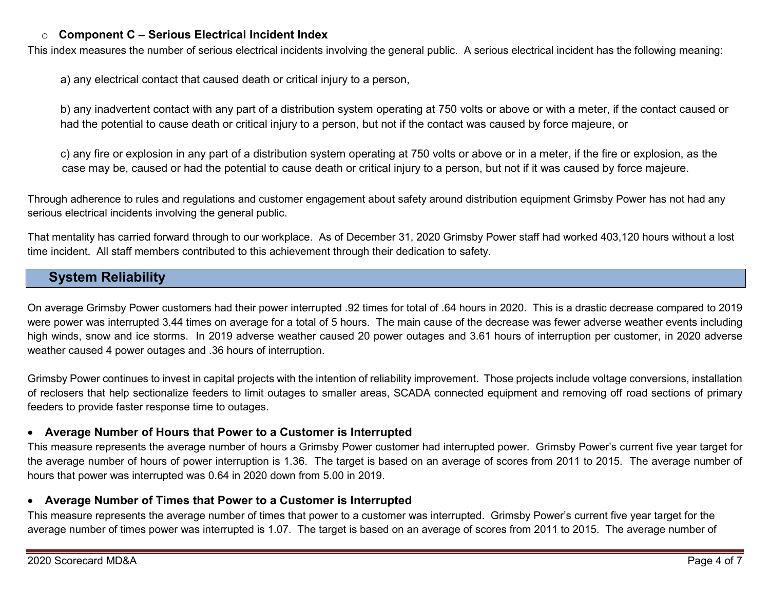- **Component C – Serious Electrical Incident Index**

This index measures the number of serious electrical incidents involving the general public. A serious electrical incident has the following meaning:

a) any electrical contact that caused death or critical injury to a person,

b) any inadvertent contact with any part of a distribution system operating at 750 volts or above or with a meter, if the contact caused or had the potential to cause death or critical injury to a person, but not if the contact was caused by force majeure, or

c) any fire or explosion in any part of a distribution system operating at 750 volts or above or in a meter, if the fire or explosion, as the case may be, caused or had the potential to cause death or critical injury to a person, but not if it was caused by force majeure.

Through adherence to rules and regulations and customer engagement about safety around distribution equipment Grimsby Power has not had any serious electrical incidents involving the general public.

That mentality has carried forward through to our workplace. As of December 31, 2020 Grimsby Power staff had worked 403,120 hours without a lost time incident. All staff members contributed to this achievement through their dedication to safety.

## System Reliability

On average Grimsby Power customers had their power interrupted .92 times for total of .64 hours in 2020. This is a drastic decrease compared to 2019 were power was interrupted 3.44 times on average for a total of 5 hours. The main cause of the decrease was fewer adverse weather events including high winds, snow and ice storms. In 2019 adverse weather caused 20 power outages and 3.61 hours of interruption per customer, in 2020 adverse weather caused 4 power outages and .36 hours of interruption.

Grimsby Power continues to invest in capital projects with the intention of reliability improvement. Those projects include voltage conversions, installation of reclosers that help sectionalize feeders to limit outages to smaller areas, SCADA connected equipment and removing off road sections of primary feeders to provide faster response time to outages.

- **Average Number of Hours that Power to a Customer is Interrupted**

This measure represents the average number of hours a Grimsby Power customer had interrupted power. Grimsby Power's current five year target for the average number of hours of power interruption is 1.36. The target is based on an average of scores from 2011 to 2015. The average number of hours that power was interrupted was 0.64 in 2020 down from 5.00 in 2019.

- **Average Number of Times that Power to a Customer is Interrupted**

This measure represents the average number of times that power to a customer was interrupted. Grimsby Power's current five year target for the average number of times power was interrupted is 1.07. The target is based on an average of scores from 2011 to 2015. The average number of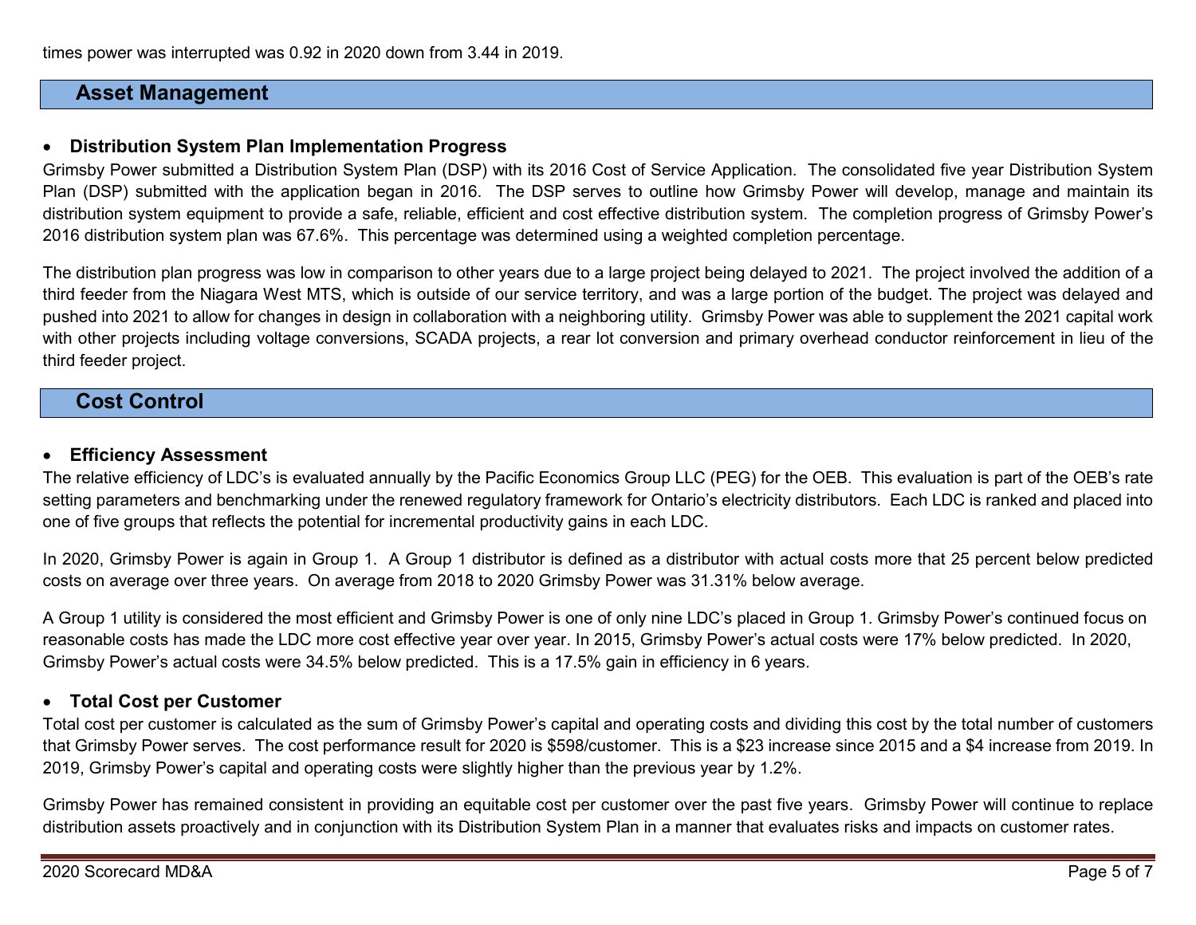times power was interrupted was 0.92 in 2020 down from 3.44 in 2019.

## Asset Management

- **Distribution System Plan Implementation Progress**

Grimsby Power submitted a Distribution System Plan (DSP) with its 2016 Cost of Service Application. The consolidated five year Distribution System Plan (DSP) submitted with the application began in 2016. The DSP serves to outline how Grimsby Power will develop, manage and maintain its distribution system equipment to provide a safe, reliable, efficient and cost effective distribution system. The completion progress of Grimsby Power's 2016 distribution system plan was 67.6%. This percentage was determined using a weighted completion percentage.

The distribution plan progress was low in comparison to other years due to a large project being delayed to 2021. The project involved the addition of a third feeder from the Niagara West MTS, which is outside of our service territory, and was a large portion of the budget. The project was delayed and pushed into 2021 to allow for changes in design in collaboration with a neighboring utility. Grimsby Power was able to supplement the 2021 capital work with other projects including voltage conversions, SCADA projects, a rear lot conversion and primary overhead conductor reinforcement in lieu of the third feeder project.

## Cost Control

- **Efficiency Assessment**

The relative efficiency of LDC's is evaluated annually by the Pacific Economics Group LLC (PEG) for the OEB. This evaluation is part of the OEB's rate setting parameters and benchmarking under the renewed regulatory framework for Ontario's electricity distributors. Each LDC is ranked and placed into one of five groups that reflects the potential for incremental productivity gains in each LDC.

In 2020, Grimsby Power is again in Group 1. A Group 1 distributor is defined as a distributor with actual costs more that 25 percent below predicted costs on average over three years. On average from 2018 to 2020 Grimsby Power was 31.31% below average.

A Group 1 utility is considered the most efficient and Grimsby Power is one of only nine LDC's placed in Group 1. Grimsby Power's continued focus on reasonable costs has made the LDC more cost effective year over year. In 2015, Grimsby Power's actual costs were 17% below predicted. In 2020, Grimsby Power's actual costs were 34.5% below predicted. This is a 17.5% gain in efficiency in 6 years.

- **Total Cost per Customer**

Total cost per customer is calculated as the sum of Grimsby Power's capital and operating costs and dividing this cost by the total number of customers that Grimsby Power serves. The cost performance result for 2020 is $598/customer. This is a $23 increase since 2015 and a $4 increase from 2019. In 2019, Grimsby Power's capital and operating costs were slightly higher than the previous year by 1.2%.

Grimsby Power has remained consistent in providing an equitable cost per customer over the past five years. Grimsby Power will continue to replace distribution assets proactively and in conjunction with its Distribution System Plan in a manner that evaluates risks and impacts on customer rates.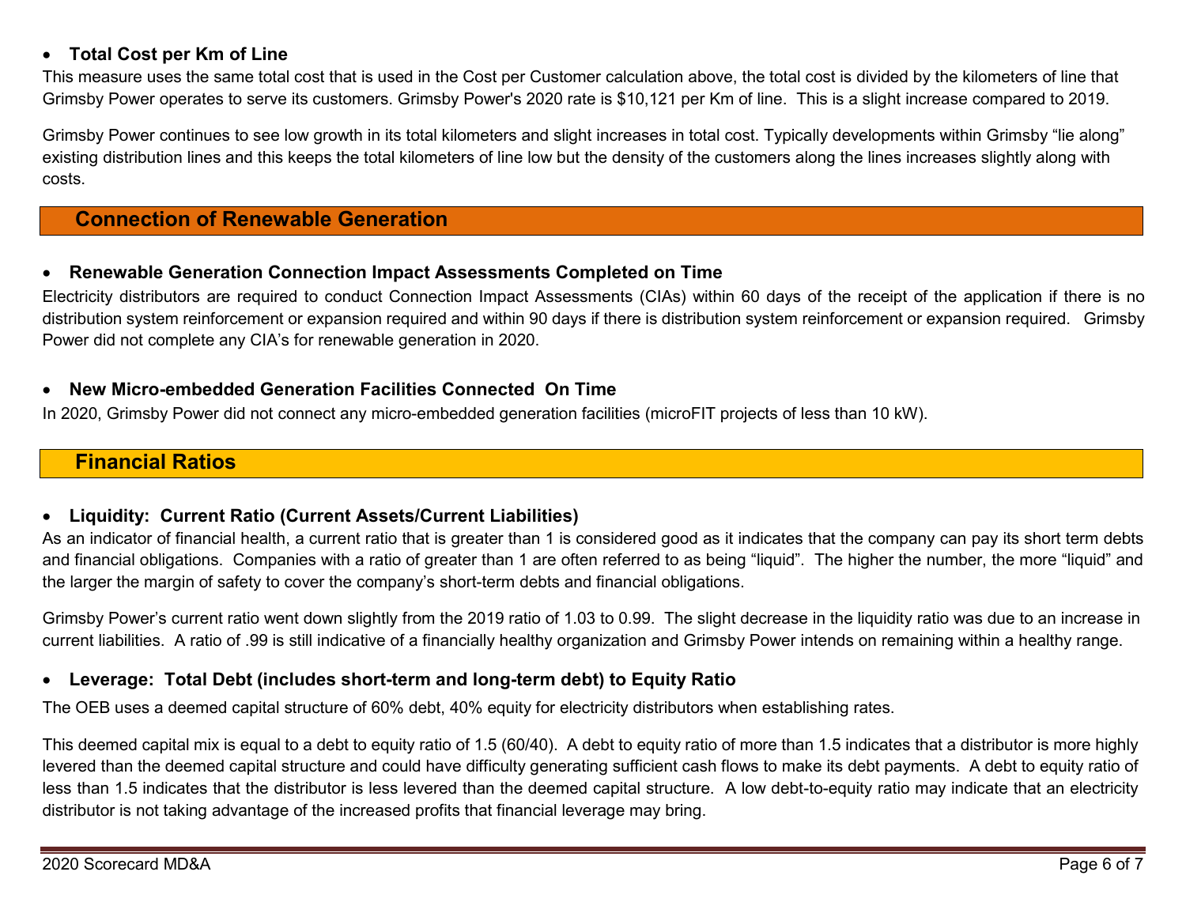- **Total Cost per Km of Line**

This measure uses the same total cost that is used in the Cost per Customer calculation above, the total cost is divided by the kilometers of line that Grimsby Power operates to serve its customers. Grimsby Power's 2020 rate is $10,121 per Km of line. This is a slight increase compared to 2019.

Grimsby Power continues to see low growth in its total kilometers and slight increases in total cost. Typically developments within Grimsby "lie along" existing distribution lines and this keeps the total kilometers of line low but the density of the customers along the lines increases slightly along with costs.

## Connection of Renewable Generation

- **Renewable Generation Connection Impact Assessments Completed on Time**

Electricity distributors are required to conduct Connection Impact Assessments (CIAs) within 60 days of the receipt of the application if there is no distribution system reinforcement or expansion required and within 90 days if there is distribution system reinforcement or expansion required. Grimsby Power did not complete any CIA's for renewable generation in 2020.

- **New Micro-embedded Generation Facilities Connected On Time**

In 2020, Grimsby Power did not connect any micro-embedded generation facilities (microFIT projects of less than 10 kW).

## Financial Ratios

- **Liquidity: Current Ratio (Current Assets/Current Liabilities)**

As an indicator of financial health, a current ratio that is greater than 1 is considered good as it indicates that the company can pay its short term debts and financial obligations. Companies with a ratio of greater than 1 are often referred to as being "liquid". The higher the number, the more "liquid" and the larger the margin of safety to cover the company's short-term debts and financial obligations.

Grimsby Power's current ratio went down slightly from the 2019 ratio of 1.03 to 0.99. The slight decrease in the liquidity ratio was due to an increase in current liabilities. A ratio of .99 is still indicative of a financially healthy organization and Grimsby Power intends on remaining within a healthy range.

- **Leverage: Total Debt (includes short-term and long-term debt) to Equity Ratio**

The OEB uses a deemed capital structure of 60% debt, 40% equity for electricity distributors when establishing rates.

This deemed capital mix is equal to a debt to equity ratio of 1.5 (60/40). A debt to equity ratio of more than 1.5 indicates that a distributor is more highly levered than the deemed capital structure and could have difficulty generating sufficient cash flows to make its debt payments. A debt to equity ratio of less than 1.5 indicates that the distributor is less levered than the deemed capital structure. A low debt-to-equity ratio may indicate that an electricity distributor is not taking advantage of the increased profits that financial leverage may bring.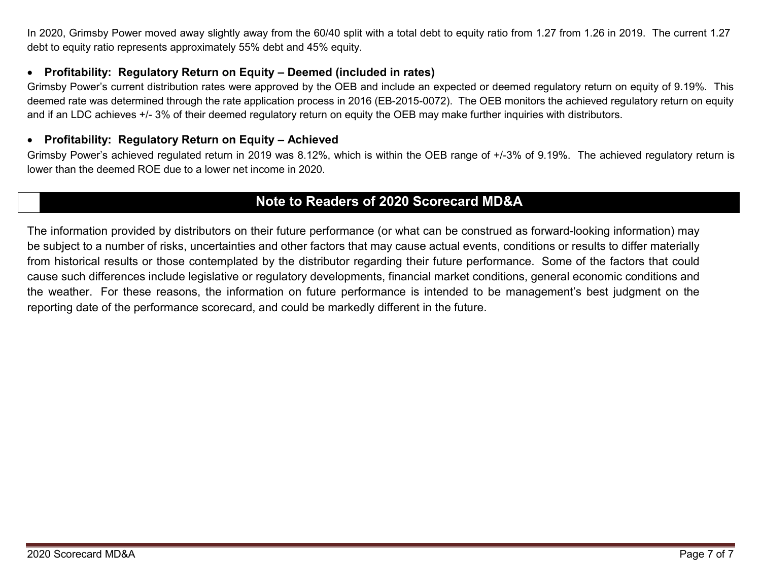In 2020, Grimsby Power moved away slightly away from the 60/40 split with a total debt to equity ratio from 1.27 from 1.26 in 2019. The current 1.27 debt to equity ratio represents approximately 55% debt and 45% equity.

- **Profitability: Regulatory Return on Equity – Deemed (included in rates)**

Grimsby Power's current distribution rates were approved by the OEB and include an expected or deemed regulatory return on equity of 9.19%. This deemed rate was determined through the rate application process in 2016 (EB-2015-0072). The OEB monitors the achieved regulatory return on equity and if an LDC achieves +/- 3% of their deemed regulatory return on equity the OEB may make further inquiries with distributors.

- **Profitability: Regulatory Return on Equity – Achieved**

Grimsby Power's achieved regulated return in 2019 was 8.12%, which is within the OEB range of +/-3% of 9.19%. The achieved regulatory return is lower than the deemed ROE due to a lower net income in 2020.

## Note to Readers of 2020 Scorecard MD&A

The information provided by distributors on their future performance (or what can be construed as forward-looking information) may be subject to a number of risks, uncertainties and other factors that may cause actual events, conditions or results to differ materially from historical results or those contemplated by the distributor regarding their future performance. Some of the factors that could cause such differences include legislative or regulatory developments, financial market conditions, general economic conditions and the weather. For these reasons, the information on future performance is intended to be management's best judgment on the reporting date of the performance scorecard, and could be markedly different in the future.